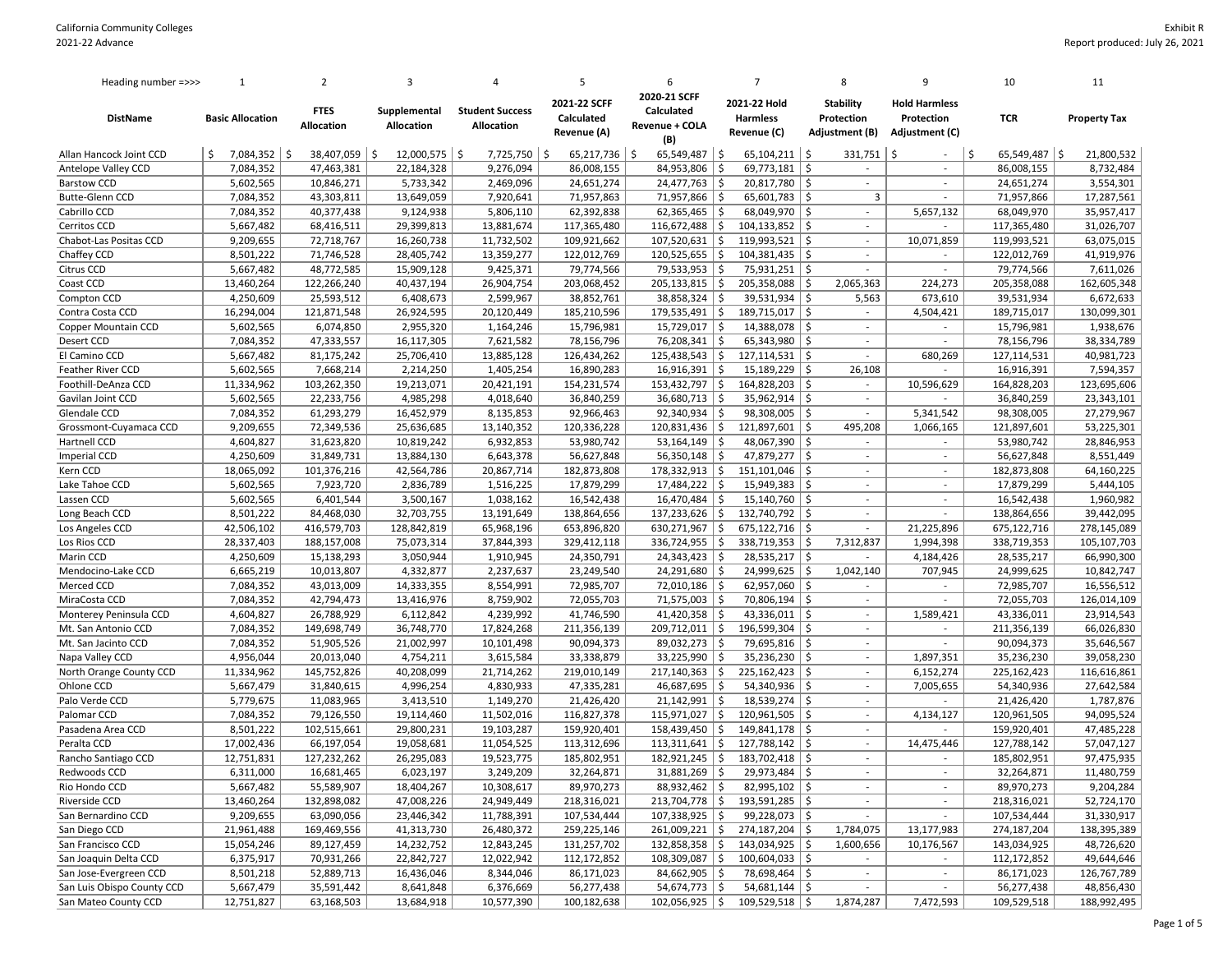California Community Colleges
2021-22 Advance

Exhibit R
Report produced: July 26, 2021

| Heading number =>>> | 1 | 2 | 3 | 4 | 5 | 6 | 7 | 8 | 9 | 10 | 11 |
|---|---|---|---|---|---|---|---|---|---|---|---|
| DistName | Basic Allocation | FTES Allocation | Supplemental Allocation | Student Success Allocation | 2021-22 SCFF Calculated Revenue (A) | 2020-21 SCFF Calculated Revenue + COLA (B) | 2021-22 Hold Harmless Revenue (C) | Stability Protection Adjustment (B) | Hold Harmless Protection Adjustment (C) | TCR | Property Tax |
| Allan Hancock Joint CCD | $ 7,084,352 | $ 38,407,059 | $ 12,000,575 | $ 7,725,750 | $ 65,217,736 | $ 65,549,487 | $ 65,104,211 | $ 331,751 | $ - | $ 65,549,487 | $ 21,800,532 |
| Antelope Valley CCD | 7,084,352 | 47,463,381 | 22,184,328 | 9,276,094 | 86,008,155 | 84,953,806 | $ 69,773,181 | $ - | - | 86,008,155 | 8,732,484 |
| Barstow CCD | 5,602,565 | 10,846,271 | 5,733,342 | 2,469,096 | 24,651,274 | 24,477,763 | $ 20,817,780 | $ - | - | 24,651,274 | 3,554,301 |
| Butte-Glenn CCD | 7,084,352 | 43,303,811 | 13,649,059 | 7,920,641 | 71,957,863 | 71,957,866 | $ 65,601,783 | $ 3 | - | 71,957,866 | 17,287,561 |
| Cabrillo CCD | 7,084,352 | 40,377,438 | 9,124,938 | 5,806,110 | 62,392,838 | 62,365,465 | $ 68,049,970 | $ - | 5,657,132 | 68,049,970 | 35,957,417 |
| Cerritos CCD | 5,667,482 | 68,416,511 | 29,399,813 | 13,881,674 | 117,365,480 | 116,672,488 | $ 104,133,852 | $ - | - | 117,365,480 | 31,026,707 |
| Chabot-Las Positas CCD | 9,209,655 | 72,718,767 | 16,260,738 | 11,732,502 | 109,921,662 | 107,520,631 | $ 119,993,521 | $ - | 10,071,859 | 119,993,521 | 63,075,015 |
| Chaffey CCD | 8,501,222 | 71,746,528 | 28,405,742 | 13,359,277 | 122,012,769 | 120,525,655 | $ 104,381,435 | $ - | - | 122,012,769 | 41,919,976 |
| Citrus CCD | 5,667,482 | 48,772,585 | 15,909,128 | 9,425,371 | 79,774,566 | 79,533,953 | $ 75,931,251 | $ - | - | 79,774,566 | 7,611,026 |
| Coast CCD | 13,460,264 | 122,266,240 | 40,437,194 | 26,904,754 | 203,068,452 | 205,133,815 | $ 205,358,088 | $ 2,065,363 | 224,273 | 205,358,088 | 162,605,348 |
| Compton CCD | 4,250,609 | 25,593,512 | 6,408,673 | 2,599,967 | 38,852,761 | 38,858,324 | $ 39,531,934 | $ 5,563 | 673,610 | 39,531,934 | 6,672,633 |
| Contra Costa CCD | 16,294,004 | 121,871,548 | 26,924,595 | 20,120,449 | 185,210,596 | 179,535,491 | $ 189,715,017 | $ - | 4,504,421 | 189,715,017 | 130,099,301 |
| Copper Mountain CCD | 5,602,565 | 6,074,850 | 2,955,320 | 1,164,246 | 15,796,981 | 15,729,017 | $ 14,388,078 | $ - | - | 15,796,981 | 1,938,676 |
| Desert CCD | 7,084,352 | 47,333,557 | 16,117,305 | 7,621,582 | 78,156,796 | 76,208,341 | $ 65,343,980 | $ - | - | 78,156,796 | 38,334,789 |
| El Camino CCD | 5,667,482 | 81,175,242 | 25,706,410 | 13,885,128 | 126,434,262 | 125,438,543 | $ 127,114,531 | $ - | 680,269 | 127,114,531 | 40,981,723 |
| Feather River CCD | 5,602,565 | 7,668,214 | 2,214,250 | 1,405,254 | 16,890,283 | 16,916,391 | $ 15,189,229 | $ 26,108 | - | 16,916,391 | 7,594,357 |
| Foothill-DeAnza CCD | 11,334,962 | 103,262,350 | 19,213,071 | 20,421,191 | 154,231,574 | 153,432,797 | $ 164,828,203 | $ - | 10,596,629 | 164,828,203 | 123,695,606 |
| Gavilan Joint CCD | 5,602,565 | 22,233,756 | 4,985,298 | 4,018,640 | 36,840,259 | 36,680,713 | $ 35,962,914 | $ - | - | 36,840,259 | 23,343,101 |
| Glendale CCD | 7,084,352 | 61,293,279 | 16,452,979 | 8,135,853 | 92,966,463 | 92,340,934 | $ 98,308,005 | $ - | 5,341,542 | 98,308,005 | 27,279,967 |
| Grossmont-Cuyamaca CCD | 9,209,655 | 72,349,536 | 25,636,685 | 13,140,352 | 120,336,228 | 120,831,436 | $ 121,897,601 | $ 495,208 | 1,066,165 | 121,897,601 | 53,225,301 |
| Hartnell CCD | 4,604,827 | 31,623,820 | 10,819,242 | 6,932,853 | 53,980,742 | 53,164,149 | $ 48,067,390 | $ - | - | 53,980,742 | 28,846,953 |
| Imperial CCD | 4,250,609 | 31,849,731 | 13,884,130 | 6,643,378 | 56,627,848 | 56,350,148 | $ 47,879,277 | $ - | - | 56,627,848 | 8,551,449 |
| Kern CCD | 18,065,092 | 101,376,216 | 42,564,786 | 20,867,714 | 182,873,808 | 178,332,913 | $ 151,101,046 | $ - | - | 182,873,808 | 64,160,225 |
| Lake Tahoe CCD | 5,602,565 | 7,923,720 | 2,836,789 | 1,516,225 | 17,879,299 | 17,484,222 | $ 15,949,383 | $ - | - | 17,879,299 | 5,444,105 |
| Lassen CCD | 5,602,565 | 6,401,544 | 3,500,167 | 1,038,162 | 16,542,438 | 16,470,484 | $ 15,140,760 | $ - | - | 16,542,438 | 1,960,982 |
| Long Beach CCD | 8,501,222 | 84,468,030 | 32,703,755 | 13,191,649 | 138,864,656 | 137,233,626 | $ 132,740,792 | $ - | - | 138,864,656 | 39,442,095 |
| Los Angeles CCD | 42,506,102 | 416,579,703 | 128,842,819 | 65,968,196 | 653,896,820 | 630,271,967 | $ 675,122,716 | $ - | 21,225,896 | 675,122,716 | 278,145,089 |
| Los Rios CCD | 28,337,403 | 188,157,008 | 75,073,314 | 37,844,393 | 329,412,118 | 336,724,955 | $ 338,719,353 | $ 7,312,837 | 1,994,398 | 338,719,353 | 105,107,703 |
| Marin CCD | 4,250,609 | 15,138,293 | 3,050,944 | 1,910,945 | 24,350,791 | 24,343,423 | $ 28,535,217 | $ - | 4,184,426 | 28,535,217 | 66,990,300 |
| Mendocino-Lake CCD | 6,665,219 | 10,013,807 | 4,332,877 | 2,237,637 | 23,249,540 | 24,291,680 | $ 24,999,625 | $ 1,042,140 | 707,945 | 24,999,625 | 10,842,747 |
| Merced CCD | 7,084,352 | 43,013,009 | 14,333,355 | 8,554,991 | 72,985,707 | 72,010,186 | $ 62,957,060 | $ - | - | 72,985,707 | 16,556,512 |
| MiraCosta CCD | 7,084,352 | 42,794,473 | 13,416,976 | 8,759,902 | 72,055,703 | 71,575,003 | $ 70,806,194 | $ - | - | 72,055,703 | 126,014,109 |
| Monterey Peninsula CCD | 4,604,827 | 26,788,929 | 6,112,842 | 4,239,992 | 41,746,590 | 41,420,358 | $ 43,336,011 | $ - | 1,589,421 | 43,336,011 | 23,914,543 |
| Mt. San Antonio CCD | 7,084,352 | 149,698,749 | 36,748,770 | 17,824,268 | 211,356,139 | 209,712,011 | $ 196,599,304 | $ - | - | 211,356,139 | 66,026,830 |
| Mt. San Jacinto CCD | 7,084,352 | 51,905,526 | 21,002,997 | 10,101,498 | 90,094,373 | 89,032,273 | $ 79,695,816 | $ - | - | 90,094,373 | 35,646,567 |
| Napa Valley CCD | 4,956,044 | 20,013,040 | 4,754,211 | 3,615,584 | 33,338,879 | 33,225,990 | $ 35,236,230 | $ - | 1,897,351 | 35,236,230 | 39,058,230 |
| North Orange County CCD | 11,334,962 | 145,752,826 | 40,208,099 | 21,714,262 | 219,010,149 | 217,140,363 | $ 225,162,423 | $ - | 6,152,274 | 225,162,423 | 116,616,861 |
| Ohlone CCD | 5,667,479 | 31,840,615 | 4,996,254 | 4,830,933 | 47,335,281 | 46,687,695 | $ 54,340,936 | $ - | 7,005,655 | 54,340,936 | 27,642,584 |
| Palo Verde CCD | 5,779,675 | 11,083,965 | 3,413,510 | 1,149,270 | 21,426,420 | 21,142,991 | $ 18,539,274 | $ - | - | 21,426,420 | 1,787,876 |
| Palomar CCD | 7,084,352 | 79,126,550 | 19,114,460 | 11,502,016 | 116,827,378 | 115,971,027 | $ 120,961,505 | $ - | 4,134,127 | 120,961,505 | 94,095,524 |
| Pasadena Area CCD | 8,501,222 | 102,515,661 | 29,800,231 | 19,103,287 | 159,920,401 | 158,439,450 | $ 149,841,178 | $ - | - | 159,920,401 | 47,485,228 |
| Peralta CCD | 17,002,436 | 66,197,054 | 19,058,681 | 11,054,525 | 113,312,696 | 113,311,641 | $ 127,788,142 | $ - | 14,475,446 | 127,788,142 | 57,047,127 |
| Rancho Santiago CCD | 12,751,831 | 127,232,262 | 26,295,083 | 19,523,775 | 185,802,951 | 182,921,245 | $ 183,702,418 | $ - | - | 185,802,951 | 97,475,935 |
| Redwoods CCD | 6,311,000 | 16,681,465 | 6,023,197 | 3,249,209 | 32,264,871 | 31,881,269 | $ 29,973,484 | $ - | - | 32,264,871 | 11,480,759 |
| Rio Hondo CCD | 5,667,482 | 55,589,907 | 18,404,267 | 10,308,617 | 89,970,273 | 88,932,462 | $ 82,995,102 | $ - | - | 89,970,273 | 9,204,288 |
| Riverside CCD | 13,460,264 | 132,898,082 | 47,008,226 | 24,949,449 | 218,316,021 | 213,704,778 | $ 193,591,285 | $ - | - | 218,316,021 | 52,724,170 |
| San Bernardino CCD | 9,209,655 | 63,090,056 | 23,446,342 | 11,788,391 | 107,534,444 | 107,338,925 | $ 99,228,073 | $ - | - | 107,534,444 | 31,330,917 |
| San Diego CCD | 21,961,488 | 169,469,556 | 41,313,730 | 26,480,372 | 259,225,146 | 261,009,221 | $ 274,187,204 | $ 1,784,075 | 13,177,983 | 274,187,204 | 138,395,389 |
| San Francisco CCD | 15,054,246 | 89,127,459 | 14,232,752 | 12,843,245 | 131,257,702 | 132,858,358 | $ 143,034,925 | $ 1,600,656 | 10,176,567 | 143,034,925 | 48,726,620 |
| San Joaquin Delta CCD | 6,375,917 | 70,931,266 | 22,842,127 | 12,022,942 | 112,172,852 | 108,309,087 | $ 100,604,033 | $ - | - | 112,172,852 | 49,644,646 |
| San Jose-Evergreen CCD | 8,501,218 | 52,889,713 | 16,436,046 | 8,344,046 | 86,171,023 | 84,662,905 | $ 78,698,464 | $ - | - | 86,171,023 | 126,767,789 |
| San Luis Obispo County CCD | 5,667,479 | 35,591,442 | 8,641,848 | 6,376,669 | 56,277,438 | 54,674,773 | $ 54,681,144 | $ - | - | 56,277,438 | 48,856,430 |
| San Mateo County CCD | 12,751,827 | 63,168,503 | 13,684,918 | 10,577,390 | 100,182,638 | 102,056,925 | $ 109,529,518 | $ 1,874,287 | 7,472,593 | 109,529,518 | 188,992,495 |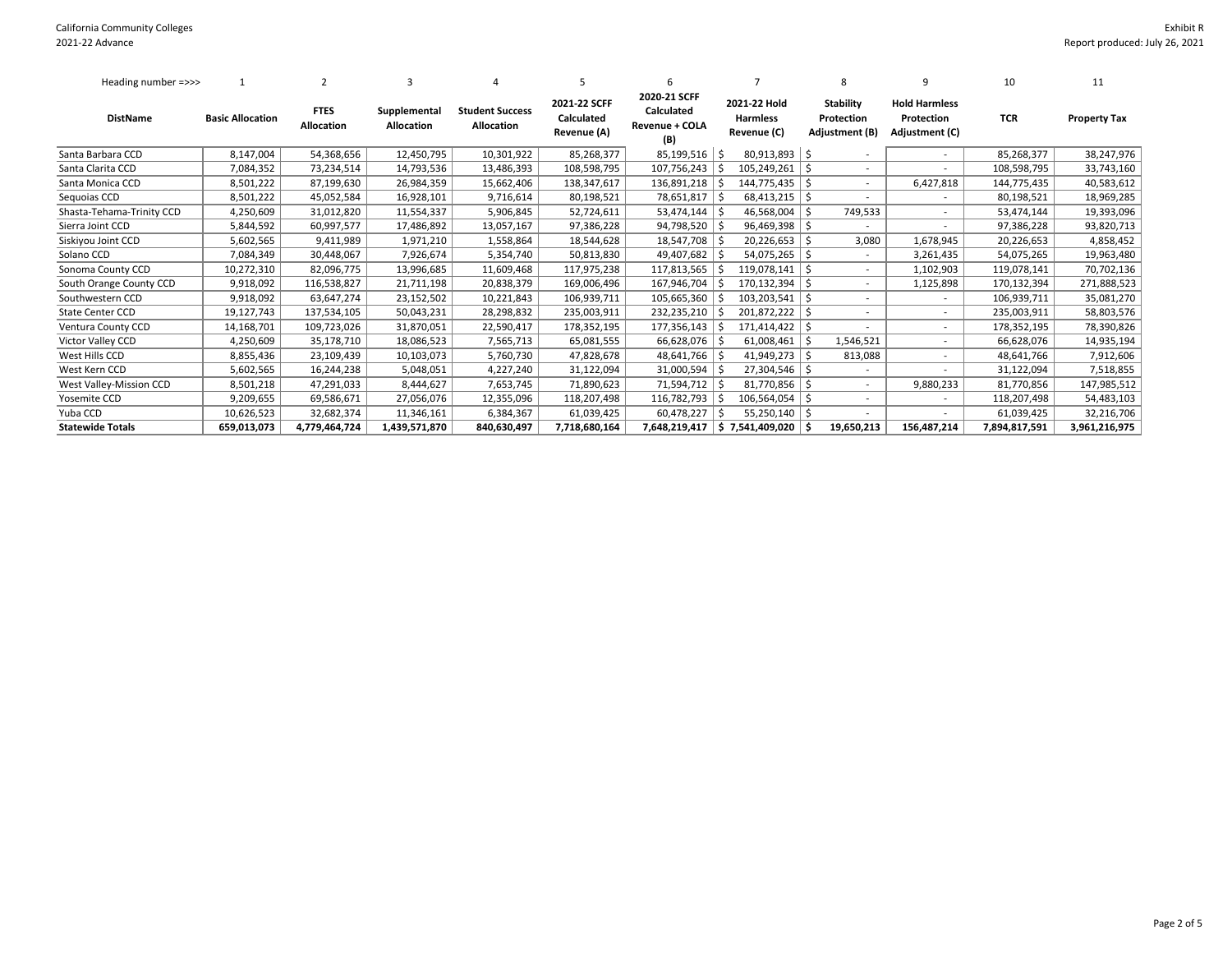California Community Colleges
2021-22 Advance

Exhibit R
Report produced: July 26, 2021

| Heading number =>>> | 1 | 2 | 3 | 4 | 5 | 6 | 7 | 8 | 9 | 10 | 11 |
|---|---|---|---|---|---|---|---|---|---|---|---|
| **DistName** | **Basic Allocation** | **FTES Allocation** | **Supplemental Allocation** | **Student Success Allocation** | **2021-22 SCFF Calculated Revenue (A)** | **2020-21 SCFF Calculated Revenue + COLA (B)** | **2021-22 Hold Harmless Revenue (C)** | **Stability Protection Adjustment (B)** | **Hold Harmless Protection Adjustment (C)** | **TCR** | **Property Tax** |
| Santa Barbara CCD | 8,147,004 | 54,368,656 | 12,450,795 | 10,301,922 | 85,268,377 | 85,199,516 | $ 80,913,893 | $ - | - | 85,268,377 | 38,247,976 |
| Santa Clarita CCD | 7,084,352 | 73,234,514 | 14,793,536 | 13,486,393 | 108,598,795 | 107,756,243 | $ 105,249,261 | $ - | - | 108,598,795 | 33,743,160 |
| Santa Monica CCD | 8,501,222 | 87,199,630 | 26,984,359 | 15,662,406 | 138,347,617 | 136,891,218 | $ 144,775,435 | $ - | 6,427,818 | 144,775,435 | 40,583,612 |
| Sequoias CCD | 8,501,222 | 45,052,584 | 16,928,101 | 9,716,614 | 80,198,521 | 78,651,817 | $ 68,413,215 | $ - | - | 80,198,521 | 18,969,285 |
| Shasta-Tehama-Trinity CCD | 4,250,609 | 31,012,820 | 11,554,337 | 5,906,845 | 52,724,611 | 53,474,144 | $ 46,568,004 | $ 749,533 | - | 53,474,144 | 19,393,096 |
| Sierra Joint CCD | 5,844,592 | 60,997,577 | 17,486,892 | 13,057,167 | 97,386,228 | 94,798,520 | $ 96,469,398 | $ - | - | 97,386,228 | 93,820,713 |
| Siskiyou Joint CCD | 5,602,565 | 9,411,989 | 1,971,210 | 1,558,864 | 18,544,628 | 18,547,708 | $ 20,226,653 | $ 3,080 | 1,678,945 | 20,226,653 | 4,858,452 |
| Solano CCD | 7,084,349 | 30,448,067 | 7,926,674 | 5,354,740 | 50,813,830 | 49,407,682 | $ 54,075,265 | $ - | 3,261,435 | 54,075,265 | 19,963,480 |
| Sonoma County CCD | 10,272,310 | 82,096,775 | 13,996,685 | 11,609,468 | 117,975,238 | 117,813,565 | $ 119,078,141 | $ - | 1,102,903 | 119,078,141 | 70,702,136 |
| South Orange County CCD | 9,918,092 | 116,538,827 | 21,711,198 | 20,838,379 | 169,006,496 | 167,946,704 | $ 170,132,394 | $ - | 1,125,898 | 170,132,394 | 271,888,523 |
| Southwestern CCD | 9,918,092 | 63,647,274 | 23,152,502 | 10,221,843 | 106,939,711 | 105,665,360 | $ 103,203,541 | $ - | - | 106,939,711 | 35,081,270 |
| State Center CCD | 19,127,743 | 137,534,105 | 50,043,231 | 28,298,832 | 235,003,911 | 232,235,210 | $ 201,872,222 | $ - | - | 235,003,911 | 58,803,576 |
| Ventura County CCD | 14,168,701 | 109,723,026 | 31,870,051 | 22,590,417 | 178,352,195 | 177,356,143 | $ 171,414,422 | $ - | - | 178,352,195 | 78,390,826 |
| Victor Valley CCD | 4,250,609 | 35,178,710 | 18,086,523 | 7,565,713 | 65,081,555 | 66,628,076 | $ 61,008,461 | $ 1,546,521 | - | 66,628,076 | 14,935,194 |
| West Hills CCD | 8,855,436 | 23,109,439 | 10,103,073 | 5,760,730 | 47,828,678 | 48,641,766 | $ 41,949,273 | $ 813,088 | - | 48,641,766 | 7,912,606 |
| West Kern CCD | 5,602,565 | 16,244,238 | 5,048,051 | 4,227,240 | 31,122,094 | 31,000,594 | $ 27,304,546 | $ - | - | 31,122,094 | 7,518,855 |
| West Valley-Mission CCD | 8,501,218 | 47,291,033 | 8,444,627 | 7,653,745 | 71,890,623 | 71,594,712 | $ 81,770,856 | $ - | 9,880,233 | 81,770,856 | 147,985,512 |
| Yosemite CCD | 9,209,655 | 69,586,671 | 27,056,076 | 12,355,096 | 118,207,498 | 116,782,793 | $ 106,564,054 | $ - | - | 118,207,498 | 54,483,103 |
| Yuba CCD | 10,626,523 | 32,682,374 | 11,346,161 | 6,384,367 | 61,039,425 | 60,478,227 | $ 55,250,140 | $ - | - | 61,039,425 | 32,216,706 |
| **Statewide Totals** | **659,013,073** | **4,779,464,724** | **1,439,571,870** | **840,630,497** | **7,718,680,164** | **7,648,219,417** | **$ 7,541,409,020** | **$ 19,650,213** | **156,487,214** | **7,894,817,591** | **3,961,216,975** |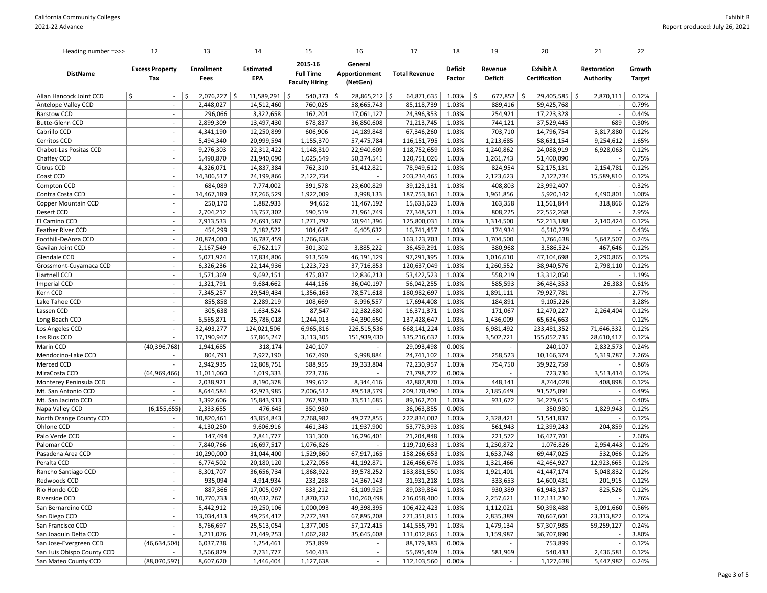California Community Colleges
2021-22 Advance

Exhibit R
Report produced: July 26, 2021

| Heading number =>>> | 12 | 13 | 14 | 15 | 16 | 17 | 18 | 19 | 20 | 21 | 22 |
|---|---|---|---|---|---|---|---|---|---|---|---|
| DistName | Excess Property Tax | Enrollment Fees | Estimated EPA | 2015-16 Full Time Faculty Hiring | General Apportionment (NetGen) | Total Revenue | Deficit Factor | Revenue Deficit | Exhibit A Certification | Restoration Authority | Growth Target |
| Allan Hancock Joint CCD | $ - | $ 2,076,227 | $ 11,589,291 | $ 540,373 | $ 28,865,212 | $ 64,871,635 | 1.03% | $ 677,852 | $ 29,405,585 | $ 2,870,111 | 0.12% |
| Antelope Valley CCD | - | 2,448,027 | 14,512,460 | 760,025 | 58,665,743 | 85,118,739 | 1.03% | 889,416 | 59,425,768 | - | 0.79% |
| Barstow CCD | - | 296,066 | 3,322,658 | 162,201 | 17,061,127 | 24,396,353 | 1.03% | 254,921 | 17,223,328 | - | 0.44% |
| Butte-Glenn CCD | - | 2,899,309 | 13,497,430 | 678,837 | 36,850,608 | 71,213,745 | 1.03% | 744,121 | 37,529,445 | 689 | 0.30% |
| Cabrillo CCD | - | 4,341,190 | 12,250,899 | 606,906 | 14,189,848 | 67,346,260 | 1.03% | 703,710 | 14,796,754 | 3,817,880 | 0.12% |
| Cerritos CCD | - | 5,494,340 | 20,999,594 | 1,155,370 | 57,475,784 | 116,151,795 | 1.03% | 1,213,685 | 58,631,154 | 9,254,612 | 1.65% |
| Chabot-Las Positas CCD | - | 9,276,303 | 22,312,422 | 1,148,310 | 22,940,609 | 118,752,659 | 1.03% | 1,240,862 | 24,088,919 | 6,928,063 | 0.12% |
| Chaffey CCD | - | 5,490,870 | 21,940,090 | 1,025,549 | 50,374,541 | 120,751,026 | 1.03% | 1,261,743 | 51,400,090 | - | 0.75% |
| Citrus CCD | - | 4,326,071 | 14,837,384 | 762,310 | 51,412,821 | 78,949,612 | 1.03% | 824,954 | 52,175,131 | 2,154,781 | 0.12% |
| Coast CCD | - | 14,306,517 | 24,199,866 | 2,122,734 | - | 203,234,465 | 1.03% | 2,123,623 | 2,122,734 | 15,589,810 | 0.12% |
| Compton CCD | - | 684,089 | 7,774,002 | 391,578 | 23,600,829 | 39,123,131 | 1.03% | 408,803 | 23,992,407 | - | 0.32% |
| Contra Costa CCD | - | 14,467,189 | 37,266,529 | 1,922,009 | 3,998,133 | 187,753,161 | 1.03% | 1,961,856 | 5,920,142 | 4,490,801 | 1.00% |
| Copper Mountain CCD | - | 250,170 | 1,882,933 | 94,652 | 11,467,192 | 15,633,623 | 1.03% | 163,358 | 11,561,844 | 318,866 | 0.12% |
| Desert CCD | - | 2,704,212 | 13,757,302 | 590,519 | 21,961,749 | 77,348,571 | 1.03% | 808,225 | 22,552,268 | - | 2.95% |
| El Camino CCD | - | 7,913,533 | 24,691,587 | 1,271,792 | 50,941,396 | 125,800,031 | 1.03% | 1,314,500 | 52,213,188 | 2,140,424 | 0.12% |
| Feather River CCD | - | 454,299 | 2,182,522 | 104,647 | 6,405,632 | 16,741,457 | 1.03% | 174,934 | 6,510,279 | - | 0.43% |
| Foothill-DeAnza CCD | - | 20,874,000 | 16,787,459 | 1,766,638 | - | 163,123,703 | 1.03% | 1,704,500 | 1,766,638 | 5,647,507 | 0.24% |
| Gavilan Joint CCD | - | 2,167,549 | 6,762,117 | 301,302 | 3,885,222 | 36,459,291 | 1.03% | 380,968 | 3,586,524 | 467,646 | 0.12% |
| Glendale CCD | - | 5,071,924 | 17,834,806 | 913,569 | 46,191,129 | 97,291,395 | 1.03% | 1,016,610 | 47,104,698 | 2,290,865 | 0.12% |
| Grossmont-Cuyamaca CCD | - | 6,326,236 | 22,144,936 | 1,223,723 | 37,716,853 | 120,637,049 | 1.03% | 1,260,552 | 38,940,576 | 2,798,110 | 0.12% |
| Hartnell CCD | - | 1,571,369 | 9,692,151 | 475,837 | 12,836,213 | 53,422,523 | 1.03% | 558,219 | 13,312,050 | - | 1.19% |
| Imperial CCD | - | 1,321,791 | 9,684,662 | 444,156 | 36,040,197 | 56,042,255 | 1.03% | 585,593 | 36,484,353 | 26,383 | 0.61% |
| Kern CCD | - | 7,345,257 | 29,549,434 | 1,356,163 | 78,571,618 | 180,982,697 | 1.03% | 1,891,111 | 79,927,781 | - | 2.77% |
| Lake Tahoe CCD | - | 855,858 | 2,289,219 | 108,669 | 8,996,557 | 17,694,408 | 1.03% | 184,891 | 9,105,226 | - | 3.28% |
| Lassen CCD | - | 305,638 | 1,634,524 | 87,547 | 12,382,680 | 16,371,371 | 1.03% | 171,067 | 12,470,227 | 2,264,404 | 0.12% |
| Long Beach CCD | - | 6,565,871 | 25,786,018 | 1,244,013 | 64,390,650 | 137,428,647 | 1.03% | 1,436,009 | 65,634,663 | - | 0.12% |
| Los Angeles CCD | - | 32,493,277 | 124,021,506 | 6,965,816 | 226,515,536 | 668,141,224 | 1.03% | 6,981,492 | 233,481,352 | 71,646,332 | 0.12% |
| Los Rios CCD | - | 17,190,947 | 57,865,247 | 3,113,305 | 151,939,430 | 335,216,632 | 1.03% | 3,502,721 | 155,052,735 | 28,610,417 | 0.12% |
| Marin CCD | (40,396,768) | 1,941,685 | 318,174 | 240,107 | - | 29,093,498 | 0.00% | - | 240,107 | 2,832,573 | 0.24% |
| Mendocino-Lake CCD | - | 804,791 | 2,927,190 | 167,490 | 9,998,884 | 24,741,102 | 1.03% | 258,523 | 10,166,374 | 5,319,787 | 2.26% |
| Merced CCD | - | 2,942,935 | 12,808,751 | 588,955 | 39,333,804 | 72,230,957 | 1.03% | 754,750 | 39,922,759 | - | 0.86% |
| MiraCosta CCD | (64,969,466) | 11,011,060 | 1,019,333 | 723,736 | - | 73,798,772 | 0.00% | - | 723,736 | 3,513,414 | 0.12% |
| Monterey Peninsula CCD | - | 2,038,921 | 8,190,378 | 399,612 | 8,344,416 | 42,887,870 | 1.03% | 448,141 | 8,744,028 | 408,898 | 0.12% |
| Mt. San Antonio CCD | - | 8,644,584 | 42,973,985 | 2,006,512 | 89,518,579 | 209,170,490 | 1.03% | 2,185,649 | 91,525,091 | - | 0.49% |
| Mt. San Jacinto CCD | - | 3,392,606 | 15,843,913 | 767,930 | 33,511,685 | 89,162,701 | 1.03% | 931,672 | 34,279,615 | - | 0.40% |
| Napa Valley CCD | (6,155,655) | 2,333,655 | 476,645 | 350,980 | - | 36,063,855 | 0.00% | - | 350,980 | 1,829,943 | 0.12% |
| North Orange County CCD | - | 10,820,461 | 43,854,843 | 2,268,982 | 49,272,855 | 222,834,002 | 1.03% | 2,328,421 | 51,541,837 | - | 0.12% |
| Ohlone CCD | - | 4,130,250 | 9,606,916 | 461,343 | 11,937,900 | 53,778,993 | 1.03% | 561,943 | 12,399,243 | 204,859 | 0.12% |
| Palo Verde CCD | - | 147,494 | 2,841,777 | 131,300 | 16,296,401 | 21,204,848 | 1.03% | 221,572 | 16,427,701 | - | 2.60% |
| Palomar CCD | - | 7,840,766 | 16,697,517 | 1,076,826 | - | 119,710,633 | 1.03% | 1,250,872 | 1,076,826 | 2,954,443 | 0.12% |
| Pasadena Area CCD | - | 10,290,000 | 31,044,400 | 1,529,860 | 67,917,165 | 158,266,653 | 1.03% | 1,653,748 | 69,447,025 | 532,066 | 0.12% |
| Peralta CCD | - | 6,774,502 | 20,180,120 | 1,272,056 | 41,192,871 | 126,466,676 | 1.03% | 1,321,466 | 42,464,927 | 12,923,665 | 0.12% |
| Rancho Santiago CCD | - | 8,301,707 | 36,656,734 | 1,868,922 | 39,578,252 | 183,881,550 | 1.03% | 1,921,401 | 41,447,174 | 5,048,832 | 0.12% |
| Redwoods CCD | - | 935,094 | 4,914,934 | 233,288 | 14,367,143 | 31,931,218 | 1.03% | 333,653 | 14,600,431 | 201,915 | 0.12% |
| Rio Hondo CCD | - | 887,366 | 17,005,097 | 833,212 | 61,109,925 | 89,039,884 | 1.03% | 930,389 | 61,943,137 | 825,526 | 0.12% |
| Riverside CCD | - | 10,770,733 | 40,432,267 | 1,870,732 | 110,260,498 | 216,058,400 | 1.03% | 2,257,621 | 112,131,230 | - | 1.76% |
| San Bernardino CCD | - | 5,442,912 | 19,250,106 | 1,000,093 | 49,398,395 | 106,422,423 | 1.03% | 1,112,021 | 50,398,488 | 3,091,660 | 0.56% |
| San Diego CCD | - | 13,034,413 | 49,254,412 | 2,772,393 | 67,895,208 | 271,351,815 | 1.03% | 2,835,389 | 70,667,601 | 23,313,822 | 0.12% |
| San Francisco CCD | - | 8,766,697 | 25,513,054 | 1,377,005 | 57,172,415 | 141,555,791 | 1.03% | 1,479,134 | 57,307,985 | 59,259,127 | 0.24% |
| San Joaquin Delta CCD | - | 3,211,076 | 21,449,253 | 1,062,282 | 35,645,608 | 111,012,865 | 1.03% | 1,159,987 | 36,707,890 | - | 3.80% |
| San Jose-Evergreen CCD | (46,634,504) | 6,037,738 | 1,254,461 | 753,899 | - | 88,179,383 | 0.00% | - | 753,899 | - | 0.12% |
| San Luis Obispo County CCD | - | 3,566,829 | 2,731,777 | 540,433 | - | 55,695,469 | 1.03% | 581,969 | 540,433 | 2,436,581 | 0.12% |
| San Mateo County CCD | (88,070,597) | 8,607,620 | 1,446,404 | 1,127,638 | - | 112,103,560 | 0.00% | - | 1,127,638 | 5,447,982 | 0.24% |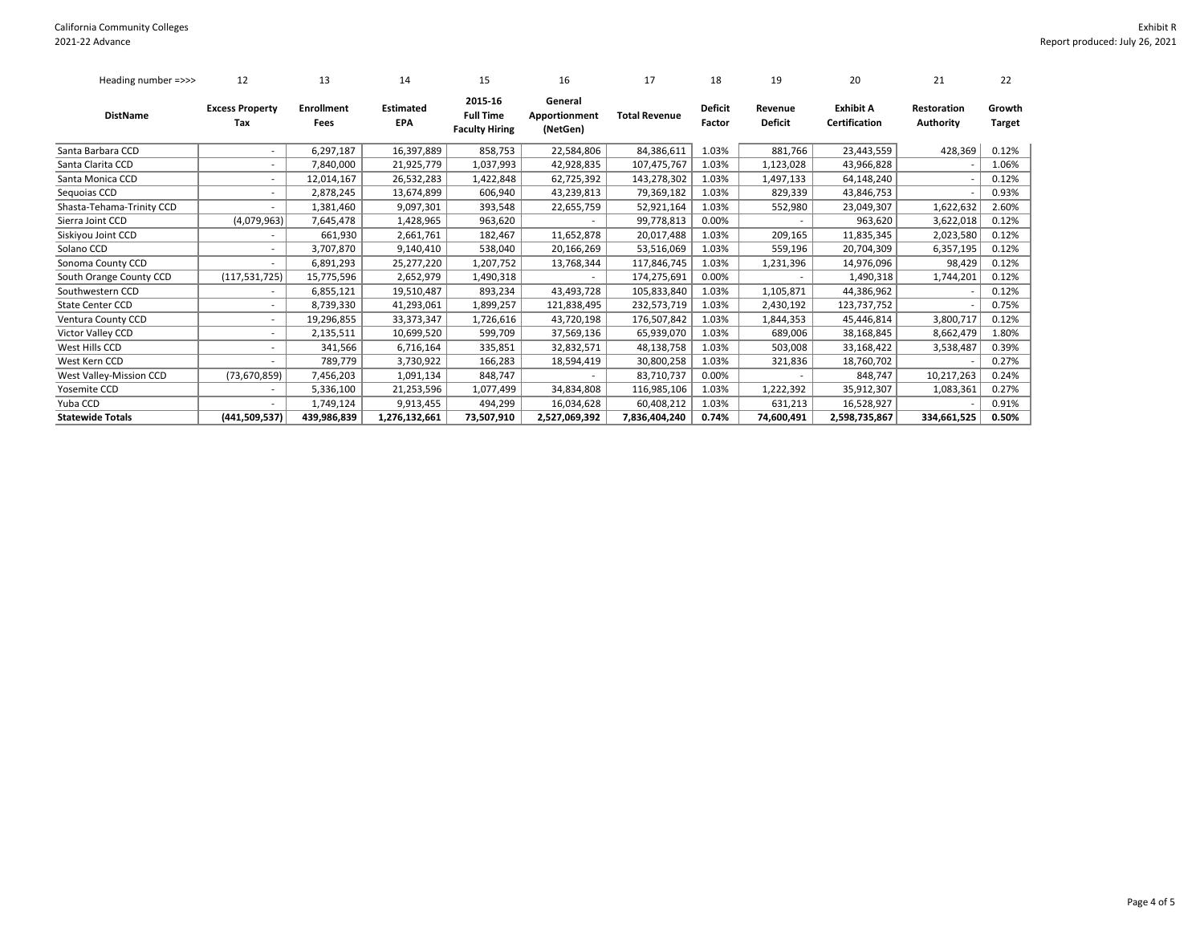California Community Colleges
2021-22 Advance

Exhibit R
Report produced: July 26, 2021

| Heading number =>>> | 12 | 13 | 14 | 15 | 16 | 17 | 18 | 19 | 20 | 21 | 22 |
|---|---|---|---|---|---|---|---|---|---|---|---|
| **DistName** | **Excess Property Tax** | **Enrollment Fees** | **Estimated EPA** | **2015-16 Full Time Faculty Hiring** | **General Apportionment (NetGen)** | **Total Revenue** | **Deficit Factor** | **Revenue Deficit** | **Exhibit A Certification** | **Restoration Authority** | **Growth Target** |
| Santa Barbara CCD | - | 6,297,187 | 16,397,889 | 858,753 | 22,584,806 | 84,386,611 | 1.03% | 881,766 | 23,443,559 | 428,369 | 0.12% |
| Santa Clarita CCD | - | 7,840,000 | 21,925,779 | 1,037,993 | 42,928,835 | 107,475,767 | 1.03% | 1,123,028 | 43,966,828 | - | 1.06% |
| Santa Monica CCD | - | 12,014,167 | 26,532,283 | 1,422,848 | 62,725,392 | 143,278,302 | 1.03% | 1,497,133 | 64,148,240 | - | 0.12% |
| Sequoias CCD | - | 2,878,245 | 13,674,899 | 606,940 | 43,239,813 | 79,369,182 | 1.03% | 829,339 | 43,846,753 | - | 0.93% |
| Shasta-Tehama-Trinity CCD | - | 1,381,460 | 9,097,301 | 393,548 | 22,655,759 | 52,921,164 | 1.03% | 552,980 | 23,049,307 | 1,622,632 | 2.60% |
| Sierra Joint CCD | (4,079,963) | 7,645,478 | 1,428,965 | 963,620 | - | 99,778,813 | 0.00% | - | 963,620 | 3,622,018 | 0.12% |
| Siskiyou Joint CCD | - | 661,930 | 2,661,761 | 182,467 | 11,652,878 | 20,017,488 | 1.03% | 209,165 | 11,835,345 | 2,023,580 | 0.12% |
| Solano CCD | - | 3,707,870 | 9,140,410 | 538,040 | 20,166,269 | 53,516,069 | 1.03% | 559,196 | 20,704,309 | 6,357,195 | 0.12% |
| Sonoma County CCD | - | 6,891,293 | 25,277,220 | 1,207,752 | 13,768,344 | 117,846,745 | 1.03% | 1,231,396 | 14,976,096 | 98,429 | 0.12% |
| South Orange County CCD | (117,531,725) | 15,775,596 | 2,652,979 | 1,490,318 | - | 174,275,691 | 0.00% | - | 1,490,318 | 1,744,201 | 0.12% |
| Southwestern CCD | - | 6,855,121 | 19,510,487 | 893,234 | 43,493,728 | 105,833,840 | 1.03% | 1,105,871 | 44,386,962 | - | 0.12% |
| State Center CCD | - | 8,739,330 | 41,293,061 | 1,899,257 | 121,838,495 | 232,573,719 | 1.03% | 2,430,192 | 123,737,752 | - | 0.75% |
| Ventura County CCD | - | 19,296,855 | 33,373,347 | 1,726,616 | 43,720,198 | 176,507,842 | 1.03% | 1,844,353 | 45,446,814 | 3,800,717 | 0.12% |
| Victor Valley CCD | - | 2,135,511 | 10,699,520 | 599,709 | 37,569,136 | 65,939,070 | 1.03% | 689,006 | 38,168,845 | 8,662,479 | 1.80% |
| West Hills CCD | - | 341,566 | 6,716,164 | 335,851 | 32,832,571 | 48,138,758 | 1.03% | 503,008 | 33,168,422 | 3,538,487 | 0.39% |
| West Kern CCD | - | 789,779 | 3,730,922 | 166,283 | 18,594,419 | 30,800,258 | 1.03% | 321,836 | 18,760,702 | - | 0.27% |
| West Valley-Mission CCD | (73,670,859) | 7,456,203 | 1,091,134 | 848,747 | - | 83,710,737 | 0.00% | - | 848,747 | 10,217,263 | 0.24% |
| Yosemite CCD | - | 5,336,100 | 21,253,596 | 1,077,499 | 34,834,808 | 116,985,106 | 1.03% | 1,222,392 | 35,912,307 | 1,083,361 | 0.27% |
| Yuba CCD | - | 1,749,124 | 9,913,455 | 494,299 | 16,034,628 | 60,408,212 | 1.03% | 631,213 | 16,528,927 | - | 0.91% |
| **Statewide Totals** | **(441,509,537)** | **439,986,839** | **1,276,132,661** | **73,507,910** | **2,527,069,392** | **7,836,404,240** | **0.74%** | **74,600,491** | **2,598,735,867** | **334,661,525** | **0.50%** |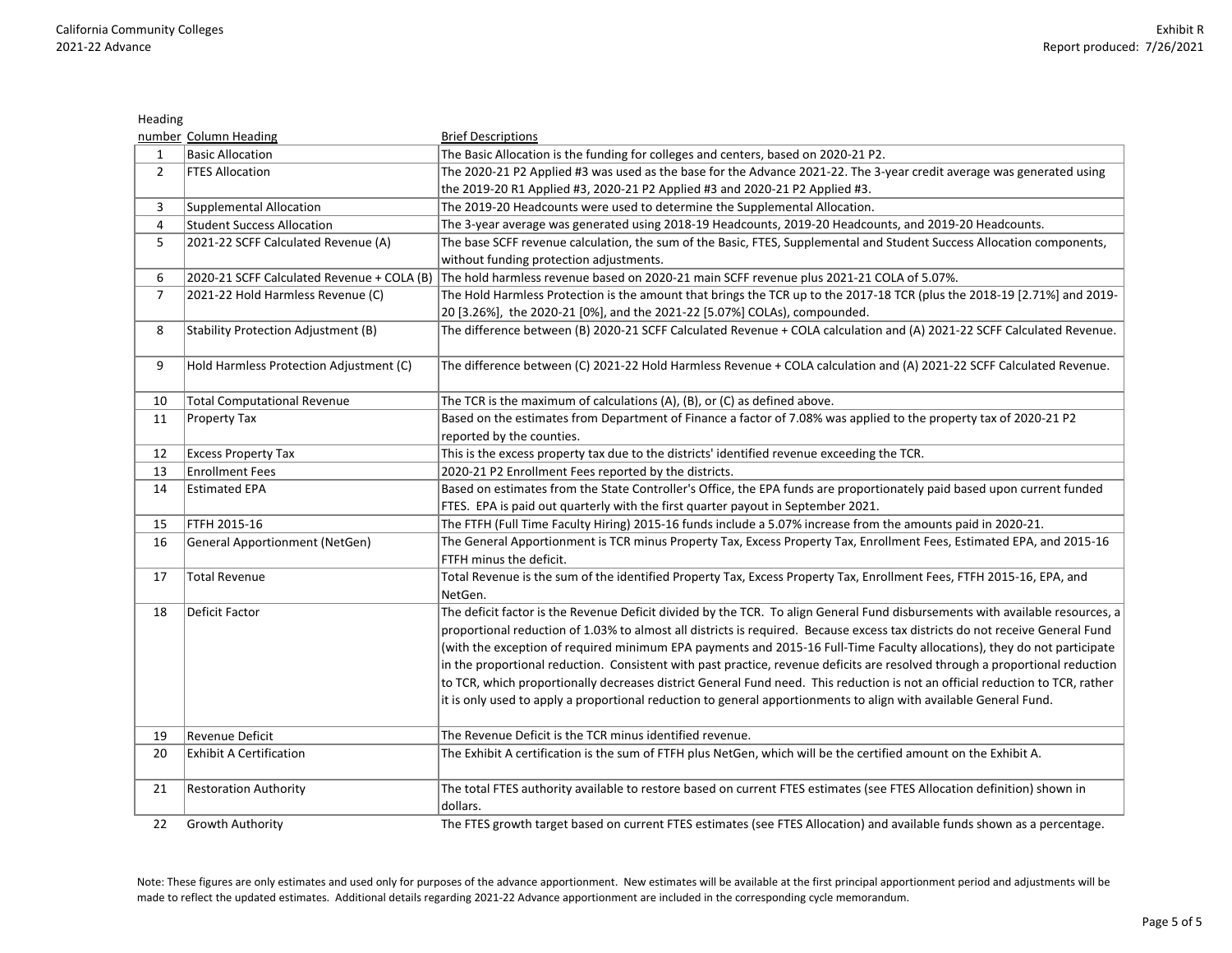| Heading number | Column Heading | Brief Descriptions |
|---|---|---|
| 1 | Basic Allocation | The Basic Allocation is the funding for colleges and centers, based on 2020-21 P2. |
| 2 | FTES Allocation | The 2020-21 P2 Applied #3 was used as the base for the Advance 2021-22. The 3-year credit average was generated using the 2019-20 R1 Applied #3, 2020-21 P2 Applied #3 and 2020-21 P2 Applied #3. |
| 3 | Supplemental Allocation | The 2019-20 Headcounts were used to determine the Supplemental Allocation. |
| 4 | Student Success Allocation | The 3-year average was generated using 2018-19 Headcounts, 2019-20 Headcounts, and 2019-20 Headcounts. |
| 5 | 2021-22 SCFF Calculated Revenue (A) | The base SCFF revenue calculation, the sum of the Basic, FTES, Supplemental and Student Success Allocation components, without funding protection adjustments. |
| 6 | 2020-21 SCFF Calculated Revenue + COLA (B) | The hold harmless revenue based on 2020-21 main SCFF revenue plus 2021-21 COLA of 5.07%. |
| 7 | 2021-22 Hold Harmless Revenue (C) | The Hold Harmless Protection is the amount that brings the TCR up to the 2017-18 TCR (plus the 2018-19 [2.71%] and 2019-20 [3.26%], the 2020-21 [0%], and the 2021-22 [5.07%] COLAs), compounded. |
| 8 | Stability Protection Adjustment (B) | The difference between (B) 2020-21 SCFF Calculated Revenue + COLA calculation and (A) 2021-22 SCFF Calculated Revenue. |
| 9 | Hold Harmless Protection Adjustment (C) | The difference between (C) 2021-22 Hold Harmless Revenue + COLA calculation and (A) 2021-22 SCFF Calculated Revenue. |
| 10 | Total Computational Revenue | The TCR is the maximum of calculations (A), (B), or (C) as defined above. |
| 11 | Property Tax | Based on the estimates from Department of Finance a factor of 7.08% was applied to the property tax of 2020-21 P2 reported by the counties. |
| 12 | Excess Property Tax | This is the excess property tax due to the districts' identified revenue exceeding the TCR. |
| 13 | Enrollment Fees | 2020-21 P2 Enrollment Fees reported by the districts. |
| 14 | Estimated EPA | Based on estimates from the State Controller's Office, the EPA funds are proportionately paid based upon current funded FTES. EPA is paid out quarterly with the first quarter payout in September 2021. |
| 15 | FTFH 2015-16 | The FTFH (Full Time Faculty Hiring) 2015-16 funds include a 5.07% increase from the amounts paid in 2020-21. |
| 16 | General Apportionment (NetGen) | The General Apportionment is TCR minus Property Tax, Excess Property Tax, Enrollment Fees, Estimated EPA, and 2015-16 FTFH minus the deficit. |
| 17 | Total Revenue | Total Revenue is the sum of the identified Property Tax, Excess Property Tax, Enrollment Fees, FTFH 2015-16, EPA, and NetGen. |
| 18 | Deficit Factor | The deficit factor is the Revenue Deficit divided by the TCR. To align General Fund disbursements with available resources, a proportional reduction of 1.03% to almost all districts is required. Because excess tax districts do not receive General Fund (with the exception of required minimum EPA payments and 2015-16 Full-Time Faculty allocations), they do not participate in the proportional reduction. Consistent with past practice, revenue deficits are resolved through a proportional reduction to TCR, which proportionally decreases district General Fund need. This reduction is not an official reduction to TCR, rather it is only used to apply a proportional reduction to general apportionments to align with available General Fund. |
| 19 | Revenue Deficit | The Revenue Deficit is the TCR minus identified revenue. |
| 20 | Exhibit A Certification | The Exhibit A certification is the sum of FTFH plus NetGen, which will be the certified amount on the Exhibit A. |
| 21 | Restoration Authority | The total FTES authority available to restore based on current FTES estimates (see FTES Allocation definition) shown in dollars. |
| 22 | Growth Authority | The FTES growth target based on current FTES estimates (see FTES Allocation) and available funds shown as a percentage. |

Note: These figures are only estimates and used only for purposes of the advance apportionment. New estimates will be available at the first principal apportionment period and adjustments will be made to reflect the updated estimates. Additional details regarding 2021-22 Advance apportionment are included in the corresponding cycle memorandum.